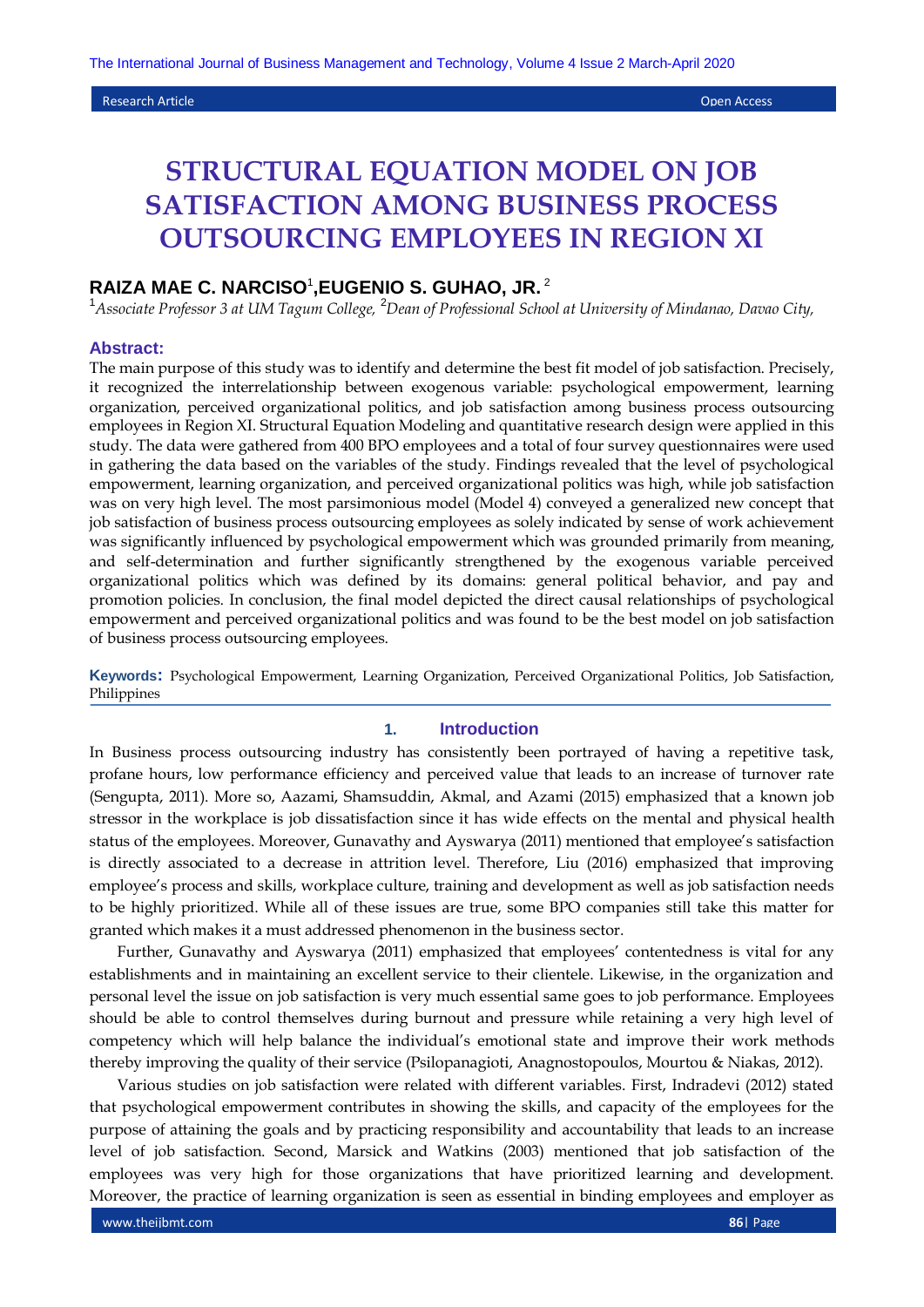Research Article | Open Access

# STRUCTURAL EQUATION MODEL ON JOB SATISFACTION AMONG BUSINESS PROCESS OUTSOURCING EMPLOYEES IN REGION XI

**RAIZA MAE C. NARCISO[1], EUGENIO S. GUHAO, JR.[2]**

[1]*Associate Professor 3 at UM Tagum College,* [2]*Dean of Professional School at University of Mindanao, Davao City,*

## Abstract:

The main purpose of this study was to identify and determine the best fit model of job satisfaction. Precisely, it recognized the interrelationship between exogenous variable: psychological empowerment, learning organization, perceived organizational politics, and job satisfaction among business process outsourcing employees in Region XI. Structural Equation Modeling and quantitative research design were applied in this study. The data were gathered from 400 BPO employees and a total of four survey questionnaires were used in gathering the data based on the variables of the study. Findings revealed that the level of psychological empowerment, learning organization, and perceived organizational politics was high, while job satisfaction was on very high level. The most parsimonious model (Model 4) conveyed a generalized new concept that job satisfaction of business process outsourcing employees as solely indicated by sense of work achievement was significantly influenced by psychological empowerment which was grounded primarily from meaning, and self-determination and further significantly strengthened by the exogenous variable perceived organizational politics which was defined by its domains: general political behavior, and pay and promotion policies. In conclusion, the final model depicted the direct causal relationships of psychological empowerment and perceived organizational politics and was found to be the best model on job satisfaction of business process outsourcing employees.

**Keywords:** Psychological Empowerment, Learning Organization, Perceived Organizational Politics, Job Satisfaction, Philippines

## 1. Introduction

In Business process outsourcing industry has consistently been portrayed of having a repetitive task, profane hours, low performance efficiency and perceived value that leads to an increase of turnover rate (Sengupta, 2011). More so, Aazami, Shamsuddin, Akmal, and Azami (2015) emphasized that a known job stressor in the workplace is job dissatisfaction since it has wide effects on the mental and physical health status of the employees. Moreover, Gunavathy and Ayswarya (2011) mentioned that employee's satisfaction is directly associated to a decrease in attrition level. Therefore, Liu (2016) emphasized that improving employee's process and skills, workplace culture, training and development as well as job satisfaction needs to be highly prioritized. While all of these issues are true, some BPO companies still take this matter for granted which makes it a must addressed phenomenon in the business sector.

Further, Gunavathy and Ayswarya (2011) emphasized that employees' contentedness is vital for any establishments and in maintaining an excellent service to their clientele. Likewise, in the organization and personal level the issue on job satisfaction is very much essential same goes to job performance. Employees should be able to control themselves during burnout and pressure while retaining a very high level of competency which will help balance the individual's emotional state and improve their work methods thereby improving the quality of their service (Psilopanagioti, Anagnostopoulos, Mourtou & Niakas, 2012).

Various studies on job satisfaction were related with different variables. First, Indradevi (2012) stated that psychological empowerment contributes in showing the skills, and capacity of the employees for the purpose of attaining the goals and by practicing responsibility and accountability that leads to an increase level of job satisfaction. Second, Marsick and Watkins (2003) mentioned that job satisfaction of the employees was very high for those organizations that have prioritized learning and development. Moreover, the practice of learning organization is seen as essential in binding employees and employer as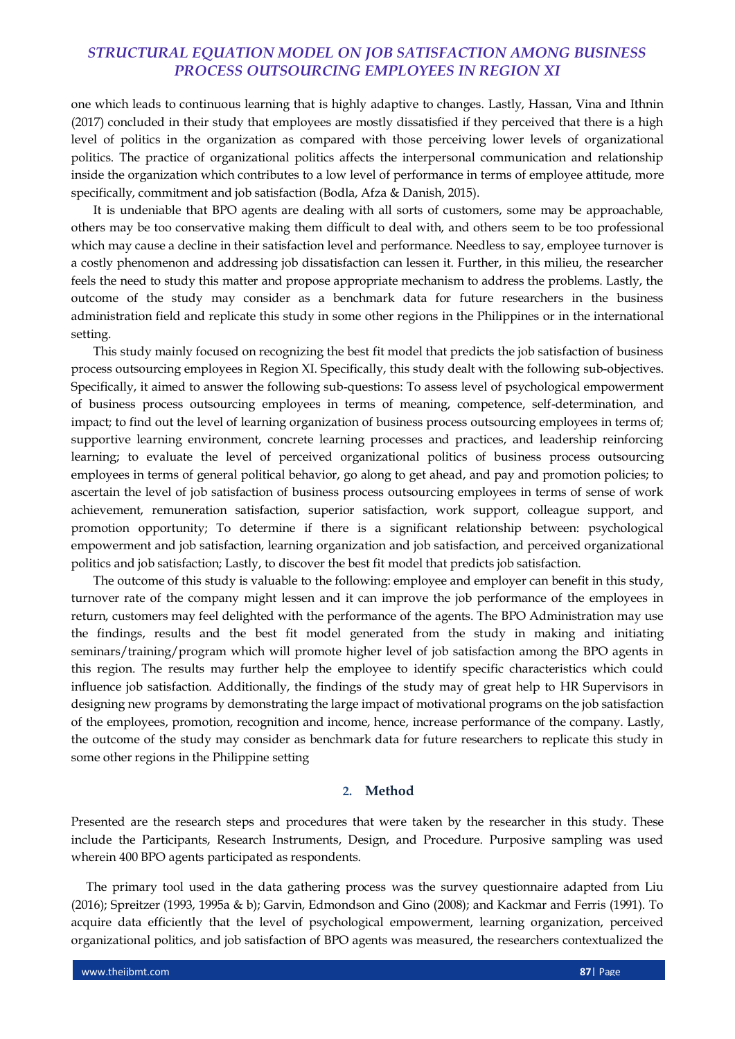one which leads to continuous learning that is highly adaptive to changes. Lastly, Hassan, Vina and Ithnin (2017) concluded in their study that employees are mostly dissatisfied if they perceived that there is a high level of politics in the organization as compared with those perceiving lower levels of organizational politics. The practice of organizational politics affects the interpersonal communication and relationship inside the organization which contributes to a low level of performance in terms of employee attitude, more specifically, commitment and job satisfaction (Bodla, Afza & Danish, 2015).

It is undeniable that BPO agents are dealing with all sorts of customers, some may be approachable, others may be too conservative making them difficult to deal with, and others seem to be too professional which may cause a decline in their satisfaction level and performance. Needless to say, employee turnover is a costly phenomenon and addressing job dissatisfaction can lessen it. Further, in this milieu, the researcher feels the need to study this matter and propose appropriate mechanism to address the problems. Lastly, the outcome of the study may consider as a benchmark data for future researchers in the business administration field and replicate this study in some other regions in the Philippines or in the international setting.

This study mainly focused on recognizing the best fit model that predicts the job satisfaction of business process outsourcing employees in Region XI. Specifically, this study dealt with the following sub-objectives. Specifically, it aimed to answer the following sub-questions: To assess level of psychological empowerment of business process outsourcing employees in terms of meaning, competence, self-determination, and impact; to find out the level of learning organization of business process outsourcing employees in terms of; supportive learning environment, concrete learning processes and practices, and leadership reinforcing learning; to evaluate the level of perceived organizational politics of business process outsourcing employees in terms of general political behavior, go along to get ahead, and pay and promotion policies; to ascertain the level of job satisfaction of business process outsourcing employees in terms of sense of work achievement, remuneration satisfaction, superior satisfaction, work support, colleague support, and promotion opportunity; To determine if there is a significant relationship between: psychological empowerment and job satisfaction, learning organization and job satisfaction, and perceived organizational politics and job satisfaction; Lastly, to discover the best fit model that predicts job satisfaction.

The outcome of this study is valuable to the following: employee and employer can benefit in this study, turnover rate of the company might lessen and it can improve the job performance of the employees in return, customers may feel delighted with the performance of the agents. The BPO Administration may use the findings, results and the best fit model generated from the study in making and initiating seminars/training/program which will promote higher level of job satisfaction among the BPO agents in this region. The results may further help the employee to identify specific characteristics which could influence job satisfaction. Additionally, the findings of the study may of great help to HR Supervisors in designing new programs by demonstrating the large impact of motivational programs on the job satisfaction of the employees, promotion, recognition and income, hence, increase performance of the company. Lastly, the outcome of the study may consider as benchmark data for future researchers to replicate this study in some other regions in the Philippine setting

## 2. Method

Presented are the research steps and procedures that were taken by the researcher in this study. These include the Participants, Research Instruments, Design, and Procedure. Purposive sampling was used wherein 400 BPO agents participated as respondents.

The primary tool used in the data gathering process was the survey questionnaire adapted from Liu (2016); Spreitzer (1993, 1995a & b); Garvin, Edmondson and Gino (2008); and Kackmar and Ferris (1991). To acquire data efficiently that the level of psychological empowerment, learning organization, perceived organizational politics, and job satisfaction of BPO agents was measured, the researchers contextualized the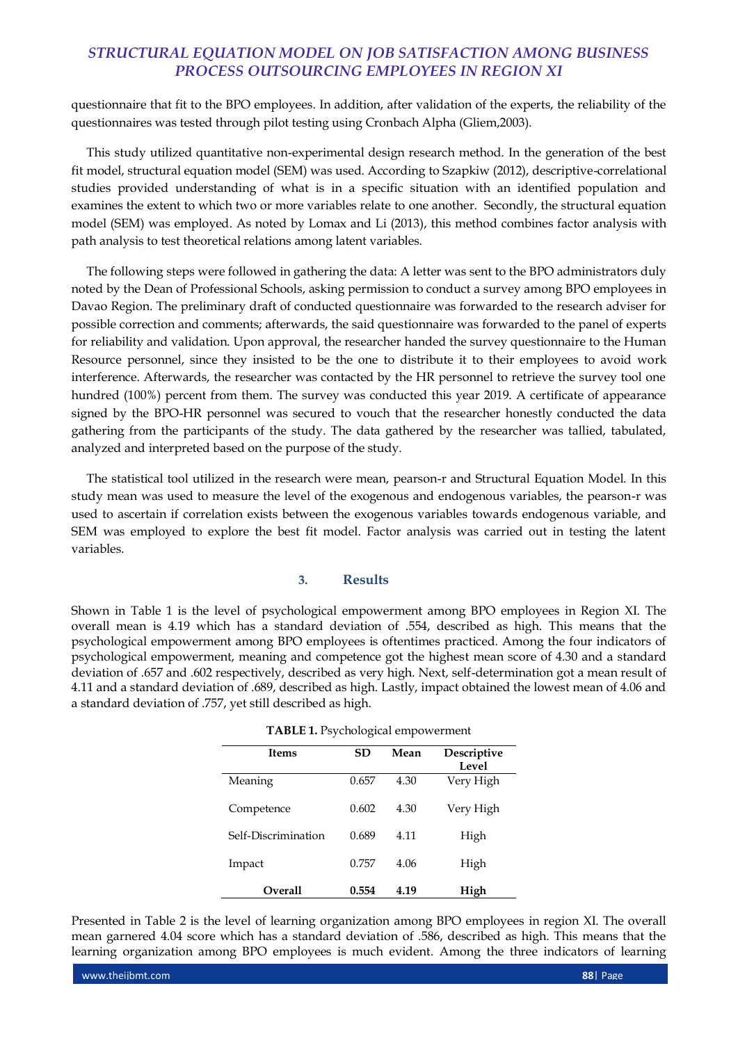questionnaire that fit to the BPO employees. In addition, after validation of the experts, the reliability of the questionnaires was tested through pilot testing using Cronbach Alpha (Gliem,2003).

This study utilized quantitative non-experimental design research method. In the generation of the best fit model, structural equation model (SEM) was used. According to Szapkiw (2012), descriptive-correlational studies provided understanding of what is in a specific situation with an identified population and examines the extent to which two or more variables relate to one another. Secondly, the structural equation model (SEM) was employed. As noted by Lomax and Li (2013), this method combines factor analysis with path analysis to test theoretical relations among latent variables.

The following steps were followed in gathering the data: A letter was sent to the BPO administrators duly noted by the Dean of Professional Schools, asking permission to conduct a survey among BPO employees in Davao Region. The preliminary draft of conducted questionnaire was forwarded to the research adviser for possible correction and comments; afterwards, the said questionnaire was forwarded to the panel of experts for reliability and validation. Upon approval, the researcher handed the survey questionnaire to the Human Resource personnel, since they insisted to be the one to distribute it to their employees to avoid work interference. Afterwards, the researcher was contacted by the HR personnel to retrieve the survey tool one hundred (100%) percent from them. The survey was conducted this year 2019. A certificate of appearance signed by the BPO-HR personnel was secured to vouch that the researcher honestly conducted the data gathering from the participants of the study. The data gathered by the researcher was tallied, tabulated, analyzed and interpreted based on the purpose of the study.

The statistical tool utilized in the research were mean, pearson-r and Structural Equation Model. In this study mean was used to measure the level of the exogenous and endogenous variables, the pearson-r was used to ascertain if correlation exists between the exogenous variables towards endogenous variable, and SEM was employed to explore the best fit model. Factor analysis was carried out in testing the latent variables.

## 3. Results

Shown in Table 1 is the level of psychological empowerment among BPO employees in Region XI. The overall mean is 4.19 which has a standard deviation of .554, described as high. This means that the psychological empowerment among BPO employees is oftentimes practiced. Among the four indicators of psychological empowerment, meaning and competence got the highest mean score of 4.30 and a standard deviation of .657 and .602 respectively, described as very high. Next, self-determination got a mean result of 4.11 and a standard deviation of .689, described as high. Lastly, impact obtained the lowest mean of 4.06 and a standard deviation of .757, yet still described as high.

**TABLE 1.** Psychological empowerment

| Items | SD | Mean | Descriptive Level |
|---|---|---|---|
| Meaning | 0.657 | 4.30 | Very High |
| Competence | 0.602 | 4.30 | Very High |
| Self-Discrimination | 0.689 | 4.11 | High |
| Impact | 0.757 | 4.06 | High |
| **Overall** | **0.554** | **4.19** | **High** |

Presented in Table 2 is the level of learning organization among BPO employees in region XI. The overall mean garnered 4.04 score which has a standard deviation of .586, described as high. This means that the learning organization among BPO employees is much evident. Among the three indicators of learning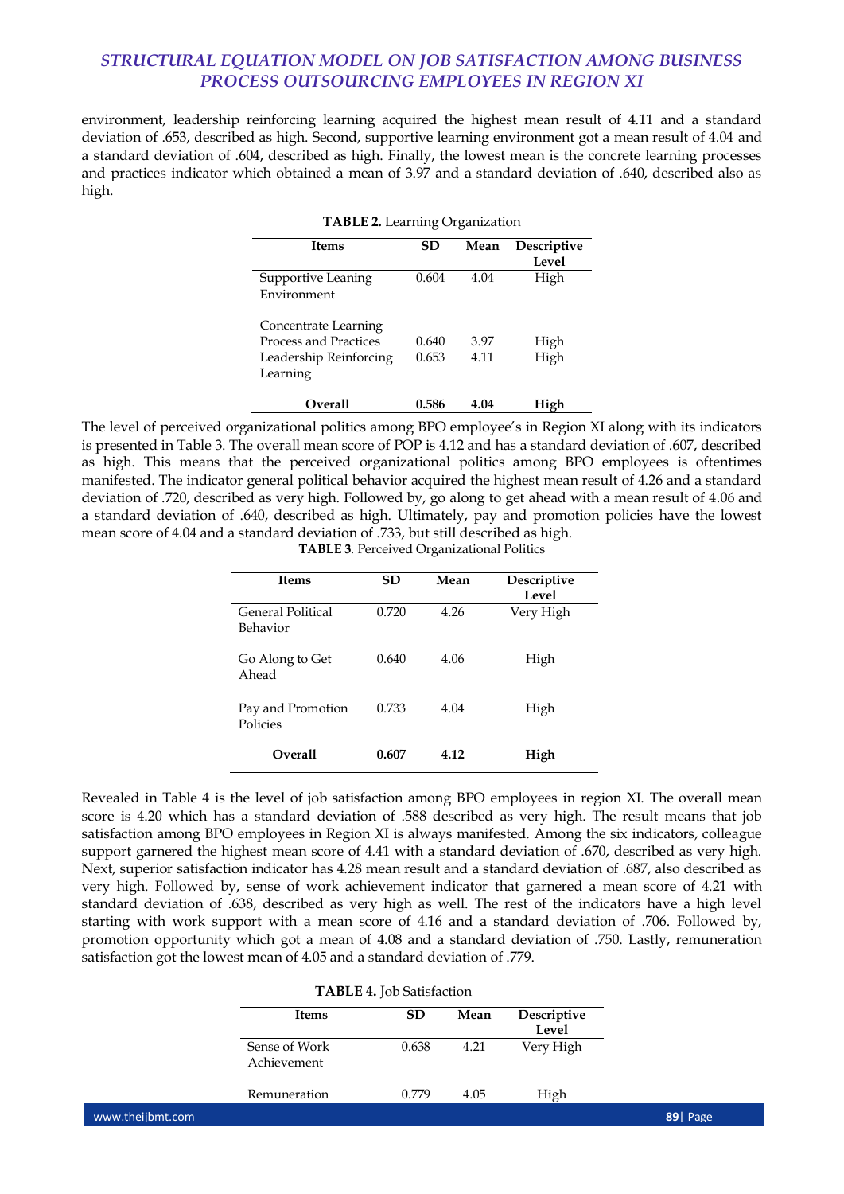environment, leadership reinforcing learning acquired the highest mean result of 4.11 and a standard deviation of .653, described as high. Second, supportive learning environment got a mean result of 4.04 and a standard deviation of .604, described as high. Finally, the lowest mean is the concrete learning processes and practices indicator which obtained a mean of 3.97 and a standard deviation of .640, described also as high.

**TABLE 2.** Learning Organization

| Items | SD | Mean | Descriptive Level |
|---|---|---|---|
| Supportive Leaning Environment | 0.604 | 4.04 | High |
| Concentrate Learning Process and Practices | 0.640 | 3.97 | High |
| Leadership Reinforcing Learning | 0.653 | 4.11 | High |
| **Overall** | **0.586** | **4.04** | **High** |

The level of perceived organizational politics among BPO employee's in Region XI along with its indicators is presented in Table 3. The overall mean score of POP is 4.12 and has a standard deviation of .607, described as high. This means that the perceived organizational politics among BPO employees is oftentimes manifested. The indicator general political behavior acquired the highest mean result of 4.26 and a standard deviation of .720, described as very high. Followed by, go along to get ahead with a mean result of 4.06 and a standard deviation of .640, described as high. Ultimately, pay and promotion policies have the lowest mean score of 4.04 and a standard deviation of .733, but still described as high.

**TABLE 3**. Perceived Organizational Politics

| Items | SD | Mean | Descriptive Level |
|---|---|---|---|
| General Political Behavior | 0.720 | 4.26 | Very High |
| Go Along to Get Ahead | 0.640 | 4.06 | High |
| Pay and Promotion Policies | 0.733 | 4.04 | High |
| **Overall** | **0.607** | **4.12** | **High** |

Revealed in Table 4 is the level of job satisfaction among BPO employees in region XI. The overall mean score is 4.20 which has a standard deviation of .588 described as very high. The result means that job satisfaction among BPO employees in Region XI is always manifested. Among the six indicators, colleague support garnered the highest mean score of 4.41 with a standard deviation of .670, described as very high. Next, superior satisfaction indicator has 4.28 mean result and a standard deviation of .687, also described as very high. Followed by, sense of work achievement indicator that garnered a mean score of 4.21 with standard deviation of .638, described as very high as well. The rest of the indicators have a high level starting with work support with a mean score of 4.16 and a standard deviation of .706. Followed by, promotion opportunity which got a mean of 4.08 and a standard deviation of .750. Lastly, remuneration satisfaction got the lowest mean of 4.05 and a standard deviation of .779.

**TABLE 4.** Job Satisfaction

| Items | SD | Mean | Descriptive Level |
|---|---|---|---|
| Sense of Work Achievement | 0.638 | 4.21 | Very High |
| Remuneration | 0.779 | 4.05 | High |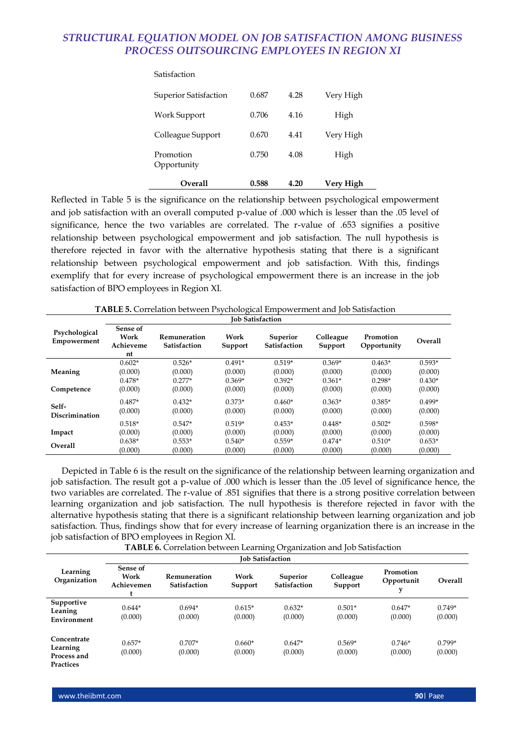| | | | |
|---|---|---|---|
| Satisfaction | | | |
| Superior Satisfaction | 0.687 | 4.28 | Very High |
| Work Support | 0.706 | 4.16 | High |
| Colleague Support | 0.670 | 4.41 | Very High |
| Promotion Opportunity | 0.750 | 4.08 | High |
| **Overall** | **0.588** | **4.20** | **Very High** |

Reflected in Table 5 is the significance on the relationship between psychological empowerment and job satisfaction with an overall computed p-value of .000 which is lesser than the .05 level of significance, hence the two variables are correlated. The r-value of .653 signifies a positive relationship between psychological empowerment and job satisfaction. The null hypothesis is therefore rejected in favor with the alternative hypothesis stating that there is a significant relationship between psychological empowerment and job satisfaction. With this, findings exemplify that for every increase of psychological empowerment there is an increase in the job satisfaction of BPO employees in Region XI.

**TABLE 5.** Correlation between Psychological Empowerment and Job Satisfaction

| Psychological Empowerment | Job Satisfaction | | | | | | |
|---|---|---|---|---|---|---|---|
| | **Sense of Work Achievement** | **Remuneration Satisfaction** | **Work Support** | **Superior Satisfaction** | **Colleague Support** | **Promotion Opportunity** | **Overall** |
| **Meaning** | 0.602* (0.000) | 0.526* (0.000) | 0.491* (0.000) | 0.519* (0.000) | 0.369* (0.000) | 0.463* (0.000) | 0.593* (0.000) |
| **Competence** | 0.478* (0.000) | 0.277* (0.000) | 0.369* (0.000) | 0.392* (0.000) | 0.361* (0.000) | 0.298* (0.000) | 0.430* (0.000) |
| **Self-Discrimination** | 0.487* (0.000) | 0.432* (0.000) | 0.373* (0.000) | 0.460* (0.000) | 0.363* (0.000) | 0.385* (0.000) | 0.499* (0.000) |
| **Impact** | 0.518* (0.000) | 0.547* (0.000) | 0.519* (0.000) | 0.453* (0.000) | 0.448* (0.000) | 0.502* (0.000) | 0.598* (0.000) |
| **Overall** | 0.638* (0.000) | 0.553* (0.000) | 0.540* (0.000) | 0.559* (0.000) | 0.474* (0.000) | 0.510* (0.000) | 0.653* (0.000) |

Depicted in Table 6 is the result on the significance of the relationship between learning organization and job satisfaction. The result got a p-value of .000 which is lesser than the .05 level of significance hence, the two variables are correlated. The r-value of .851 signifies that there is a strong positive correlation between learning organization and job satisfaction. The null hypothesis is therefore rejected in favor with the alternative hypothesis stating that there is a significant relationship between learning organization and job satisfaction. Thus, findings show that for every increase of learning organization there is an increase in the job satisfaction of BPO employees in Region XI.

**TABLE 6.** Correlation between Learning Organization and Job Satisfaction

| Learning Organization | Job Satisfaction | | | | | | |
|---|---|---|---|---|---|---|---|
| | **Sense of Work Achievement** | **Remuneration Satisfaction** | **Work Support** | **Superior Satisfaction** | **Colleague Support** | **Promotion Opportunity** | **Overall** |
| **Supportive Leaning Environment** | 0.644* (0.000) | 0.694* (0.000) | 0.615* (0.000) | 0.632* (0.000) | 0.501* (0.000) | 0.647* (0.000) | 0.749* (0.000) |
| **Concentrate Learning Process and Practices** | 0.657* (0.000) | 0.707* (0.000) | 0.660* (0.000) | 0.647* (0.000) | 0.569* (0.000) | 0.746* (0.000) | 0.799* (0.000) |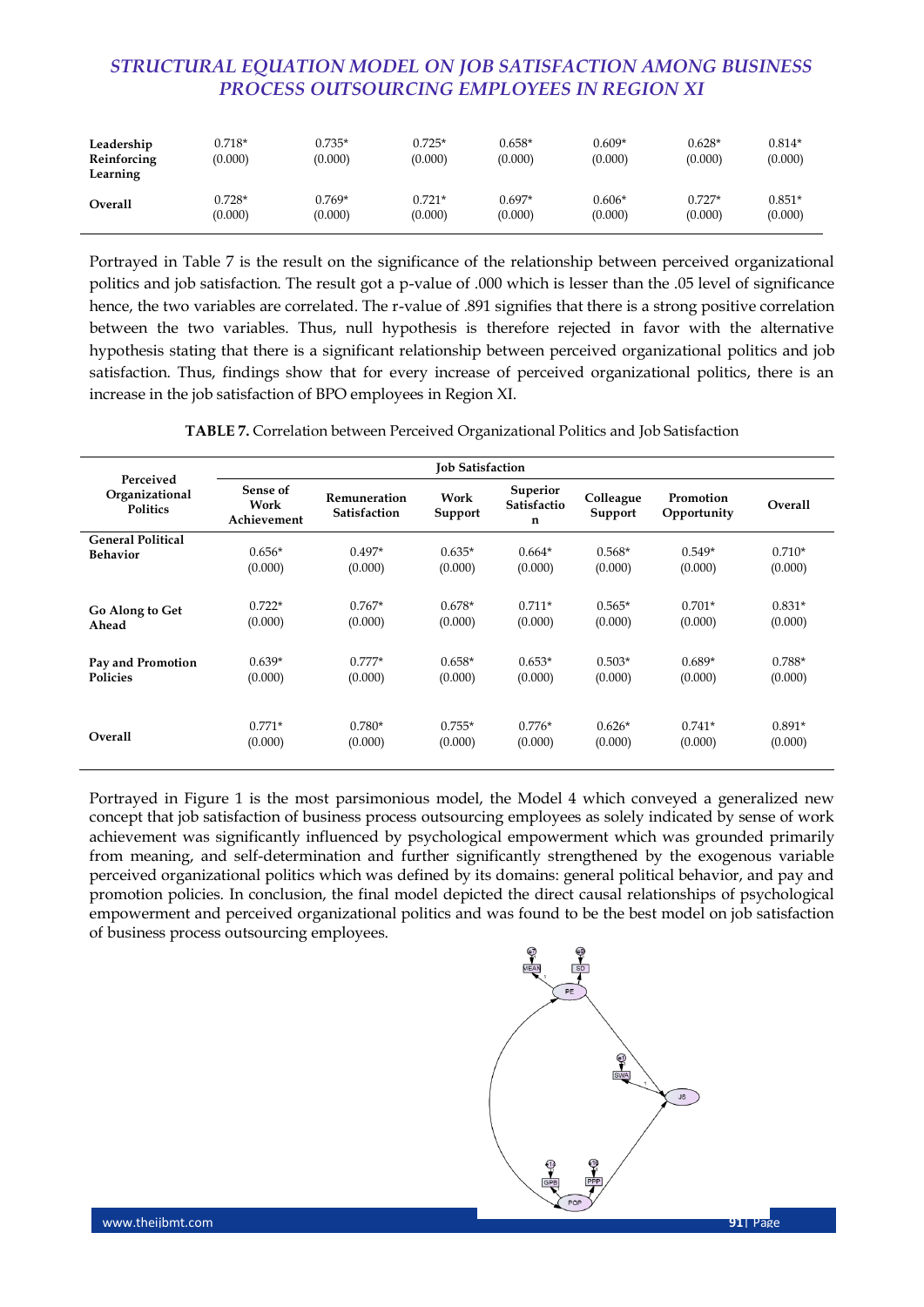| | | | | | | | |
|---|---|---|---|---|---|---|---|
| **Leadership Reinforcing Learning** | 0.718* (0.000) | 0.735* (0.000) | 0.725* (0.000) | 0.658* (0.000) | 0.609* (0.000) | 0.628* (0.000) | 0.814* (0.000) |
| **Overall** | 0.728* (0.000) | 0.769* (0.000) | 0.721* (0.000) | 0.697* (0.000) | 0.606* (0.000) | 0.727* (0.000) | 0.851* (0.000) |

Portrayed in Table 7 is the result on the significance of the relationship between perceived organizational politics and job satisfaction. The result got a p-value of .000 which is lesser than the .05 level of significance hence, the two variables are correlated. The r-value of .891 signifies that there is a strong positive correlation between the two variables. Thus, null hypothesis is therefore rejected in favor with the alternative hypothesis stating that there is a significant relationship between perceived organizational politics and job satisfaction. Thus, findings show that for every increase of perceived organizational politics, there is an increase in the job satisfaction of BPO employees in Region XI.

**TABLE 7.** Correlation between Perceived Organizational Politics and Job Satisfaction

| Perceived Organizational Politics | Job Satisfaction | | | | | |
|---|---|---|---|---|---|---|
| | Sense of Work Achievement | Remuneration Satisfaction | Work Support | Superior Satisfaction | Colleague Support | Promotion Opportunity | Overall |
| **General Political Behavior** | 0.656* (0.000) | 0.497* (0.000) | 0.635* (0.000) | 0.664* (0.000) | 0.568* (0.000) | 0.549* (0.000) | 0.710* (0.000) |
| **Go Along to Get Ahead** | 0.722* (0.000) | 0.767* (0.000) | 0.678* (0.000) | 0.711* (0.000) | 0.565* (0.000) | 0.701* (0.000) | 0.831* (0.000) |
| **Pay and Promotion Policies** | 0.639* (0.000) | 0.777* (0.000) | 0.658* (0.000) | 0.653* (0.000) | 0.503* (0.000) | 0.689* (0.000) | 0.788* (0.000) |
| **Overall** | 0.771* (0.000) | 0.780* (0.000) | 0.755* (0.000) | 0.776* (0.000) | 0.626* (0.000) | 0.741* (0.000) | 0.891* (0.000) |

Portrayed in Figure 1 is the most parsimonious model, the Model 4 which conveyed a generalized new concept that job satisfaction of business process outsourcing employees as solely indicated by sense of work achievement was significantly influenced by psychological empowerment which was grounded primarily from meaning, and self-determination and further significantly strengthened by the exogenous variable perceived organizational politics which was defined by its domains: general political behavior, and pay and promotion policies. In conclusion, the final model depicted the direct causal relationships of psychological empowerment and perceived organizational politics and was found to be the best model on job satisfaction of business process outsourcing employees.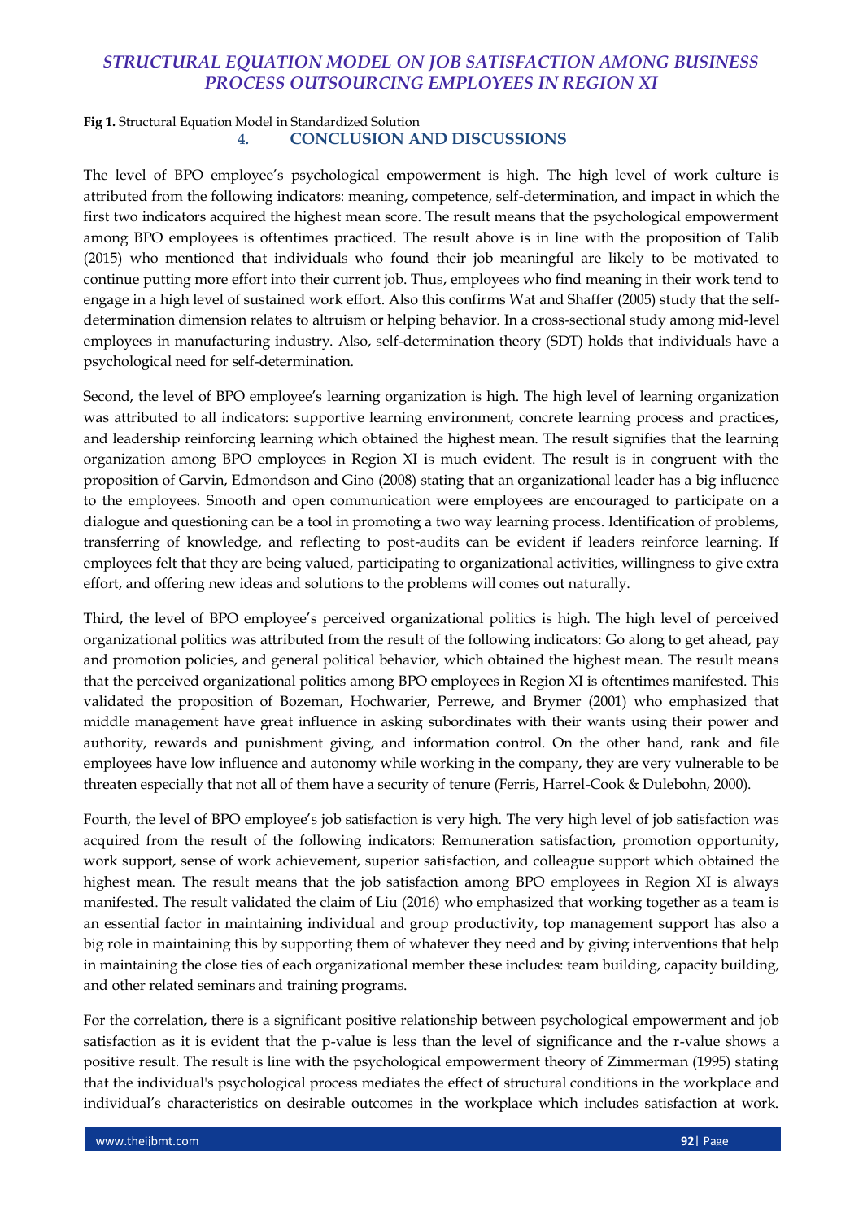**Fig 1.** Structural Equation Model in Standardized Solution

## 4. CONCLUSION AND DISCUSSIONS

The level of BPO employee's psychological empowerment is high. The high level of work culture is attributed from the following indicators: meaning, competence, self-determination, and impact in which the first two indicators acquired the highest mean score. The result means that the psychological empowerment among BPO employees is oftentimes practiced. The result above is in line with the proposition of Talib (2015) who mentioned that individuals who found their job meaningful are likely to be motivated to continue putting more effort into their current job. Thus, employees who find meaning in their work tend to engage in a high level of sustained work effort. Also this confirms Wat and Shaffer (2005) study that the self-determination dimension relates to altruism or helping behavior. In a cross-sectional study among mid-level employees in manufacturing industry. Also, self-determination theory (SDT) holds that individuals have a psychological need for self-determination.

Second, the level of BPO employee's learning organization is high. The high level of learning organization was attributed to all indicators: supportive learning environment, concrete learning process and practices, and leadership reinforcing learning which obtained the highest mean. The result signifies that the learning organization among BPO employees in Region XI is much evident. The result is in congruent with the proposition of Garvin, Edmondson and Gino (2008) stating that an organizational leader has a big influence to the employees. Smooth and open communication were employees are encouraged to participate on a dialogue and questioning can be a tool in promoting a two way learning process. Identification of problems, transferring of knowledge, and reflecting to post-audits can be evident if leaders reinforce learning. If employees felt that they are being valued, participating to organizational activities, willingness to give extra effort, and offering new ideas and solutions to the problems will comes out naturally.

Third, the level of BPO employee's perceived organizational politics is high. The high level of perceived organizational politics was attributed from the result of the following indicators: Go along to get ahead, pay and promotion policies, and general political behavior, which obtained the highest mean. The result means that the perceived organizational politics among BPO employees in Region XI is oftentimes manifested. This validated the proposition of Bozeman, Hochwarier, Perrewe, and Brymer (2001) who emphasized that middle management have great influence in asking subordinates with their wants using their power and authority, rewards and punishment giving, and information control. On the other hand, rank and file employees have low influence and autonomy while working in the company, they are very vulnerable to be threaten especially that not all of them have a security of tenure (Ferris, Harrel-Cook & Dulebohn, 2000).

Fourth, the level of BPO employee's job satisfaction is very high. The very high level of job satisfaction was acquired from the result of the following indicators: Remuneration satisfaction, promotion opportunity, work support, sense of work achievement, superior satisfaction, and colleague support which obtained the highest mean. The result means that the job satisfaction among BPO employees in Region XI is always manifested. The result validated the claim of Liu (2016) who emphasized that working together as a team is an essential factor in maintaining individual and group productivity, top management support has also a big role in maintaining this by supporting them of whatever they need and by giving interventions that help in maintaining the close ties of each organizational member these includes: team building, capacity building, and other related seminars and training programs.

For the correlation, there is a significant positive relationship between psychological empowerment and job satisfaction as it is evident that the p-value is less than the level of significance and the r-value shows a positive result. The result is line with the psychological empowerment theory of Zimmerman (1995) stating that the individual's psychological process mediates the effect of structural conditions in the workplace and individual's characteristics on desirable outcomes in the workplace which includes satisfaction at work.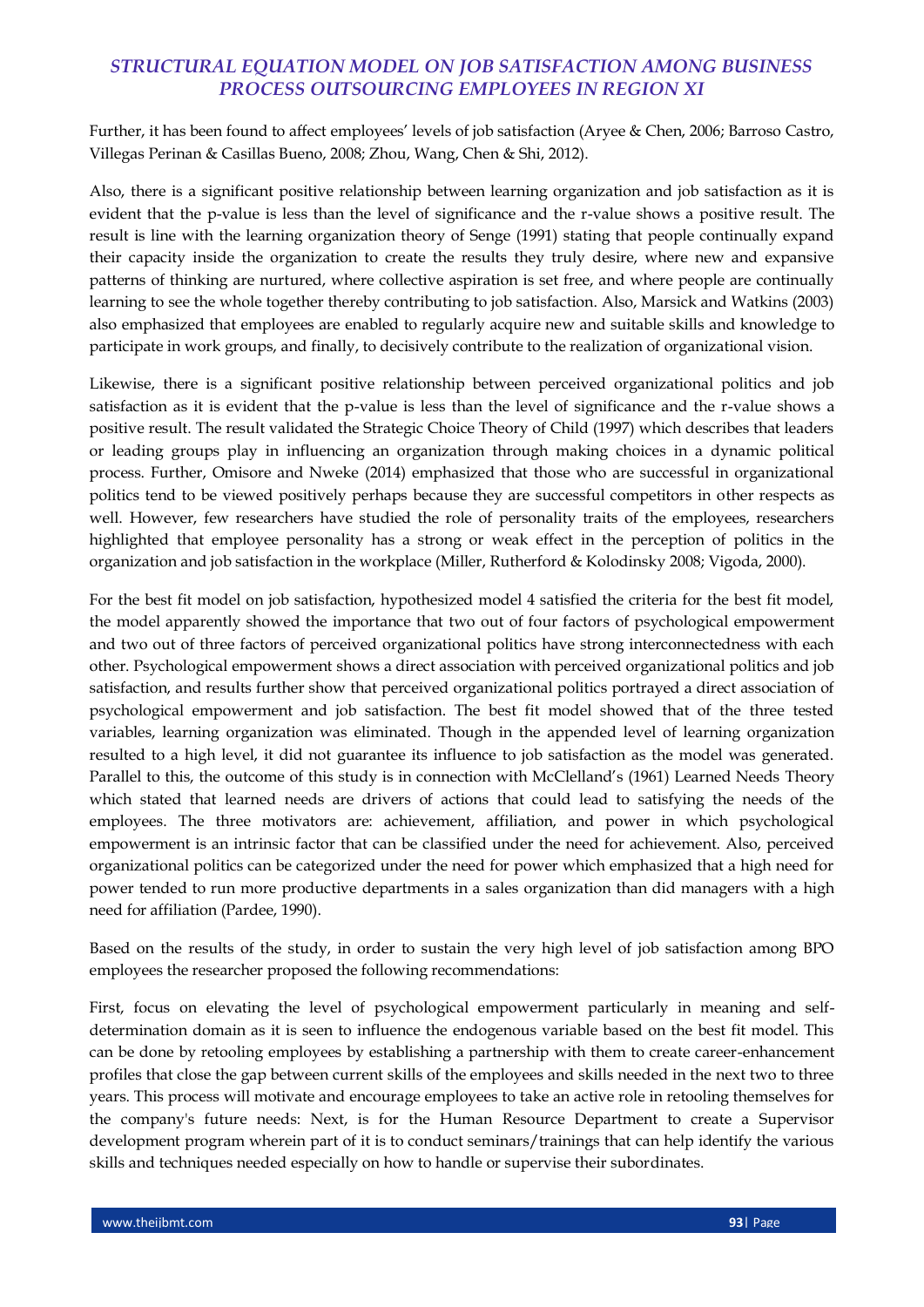Further, it has been found to affect employees' levels of job satisfaction (Aryee & Chen, 2006; Barroso Castro, Villegas Perinan & Casillas Bueno, 2008; Zhou, Wang, Chen & Shi, 2012).

Also, there is a significant positive relationship between learning organization and job satisfaction as it is evident that the p-value is less than the level of significance and the r-value shows a positive result. The result is line with the learning organization theory of Senge (1991) stating that people continually expand their capacity inside the organization to create the results they truly desire, where new and expansive patterns of thinking are nurtured, where collective aspiration is set free, and where people are continually learning to see the whole together thereby contributing to job satisfaction. Also, Marsick and Watkins (2003) also emphasized that employees are enabled to regularly acquire new and suitable skills and knowledge to participate in work groups, and finally, to decisively contribute to the realization of organizational vision.

Likewise, there is a significant positive relationship between perceived organizational politics and job satisfaction as it is evident that the p-value is less than the level of significance and the r-value shows a positive result. The result validated the Strategic Choice Theory of Child (1997) which describes that leaders or leading groups play in influencing an organization through making choices in a dynamic political process. Further, Omisore and Nweke (2014) emphasized that those who are successful in organizational politics tend to be viewed positively perhaps because they are successful competitors in other respects as well. However, few researchers have studied the role of personality traits of the employees, researchers highlighted that employee personality has a strong or weak effect in the perception of politics in the organization and job satisfaction in the workplace (Miller, Rutherford & Kolodinsky 2008; Vigoda, 2000).

For the best fit model on job satisfaction, hypothesized model 4 satisfied the criteria for the best fit model, the model apparently showed the importance that two out of four factors of psychological empowerment and two out of three factors of perceived organizational politics have strong interconnectedness with each other. Psychological empowerment shows a direct association with perceived organizational politics and job satisfaction, and results further show that perceived organizational politics portrayed a direct association of psychological empowerment and job satisfaction. The best fit model showed that of the three tested variables, learning organization was eliminated. Though in the appended level of learning organization resulted to a high level, it did not guarantee its influence to job satisfaction as the model was generated. Parallel to this, the outcome of this study is in connection with McClelland's (1961) Learned Needs Theory which stated that learned needs are drivers of actions that could lead to satisfying the needs of the employees. The three motivators are: achievement, affiliation, and power in which psychological empowerment is an intrinsic factor that can be classified under the need for achievement. Also, perceived organizational politics can be categorized under the need for power which emphasized that a high need for power tended to run more productive departments in a sales organization than did managers with a high need for affiliation (Pardee, 1990).

Based on the results of the study, in order to sustain the very high level of job satisfaction among BPO employees the researcher proposed the following recommendations:

First, focus on elevating the level of psychological empowerment particularly in meaning and self-determination domain as it is seen to influence the endogenous variable based on the best fit model. This can be done by retooling employees by establishing a partnership with them to create career-enhancement profiles that close the gap between current skills of the employees and skills needed in the next two to three years. This process will motivate and encourage employees to take an active role in retooling themselves for the company's future needs: Next, is for the Human Resource Department to create a Supervisor development program wherein part of it is to conduct seminars/trainings that can help identify the various skills and techniques needed especially on how to handle or supervise their subordinates.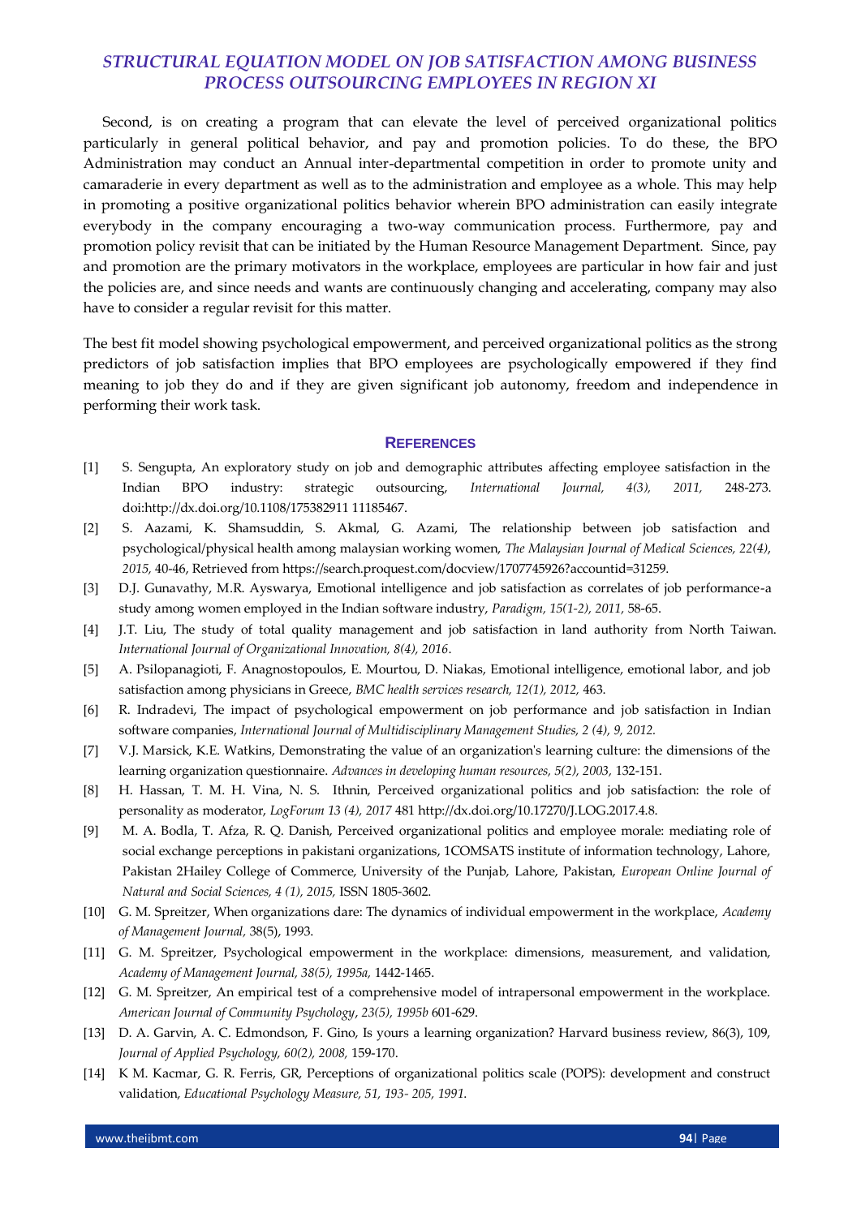Second, is on creating a program that can elevate the level of perceived organizational politics particularly in general political behavior, and pay and promotion policies. To do these, the BPO Administration may conduct an Annual inter-departmental competition in order to promote unity and camaraderie in every department as well as to the administration and employee as a whole. This may help in promoting a positive organizational politics behavior wherein BPO administration can easily integrate everybody in the company encouraging a two-way communication process. Furthermore, pay and promotion policy revisit that can be initiated by the Human Resource Management Department. Since, pay and promotion are the primary motivators in the workplace, employees are particular in how fair and just the policies are, and since needs and wants are continuously changing and accelerating, company may also have to consider a regular revisit for this matter.

The best fit model showing psychological empowerment, and perceived organizational politics as the strong predictors of job satisfaction implies that BPO employees are psychologically empowered if they find meaning to job they do and if they are given significant job autonomy, freedom and independence in performing their work task.

## REFERENCES

[1] S. Sengupta, An exploratory study on job and demographic attributes affecting employee satisfaction in the Indian BPO industry: strategic outsourcing, *International Journal, 4(3), 2011,* 248-273. doi:http://dx.doi.org/10.1108/175382911 11185467.

[2] S. Aazami, K. Shamsuddin, S. Akmal, G. Azami, The relationship between job satisfaction and psychological/physical health among malaysian working women, *The Malaysian Journal of Medical Sciences, 22(4), 2015,* 40-46, Retrieved from https://search.proquest.com/docview/1707745926?accountid=31259.

[3] D.J. Gunavathy, M.R. Ayswarya, Emotional intelligence and job satisfaction as correlates of job performance-a study among women employed in the Indian software industry, *Paradigm, 15(1-2), 2011,* 58-65.

[4] J.T. Liu, The study of total quality management and job satisfaction in land authority from North Taiwan. *International Journal of Organizational Innovation, 8(4), 2016*.

[5] A. Psilopanagioti, F. Anagnostopoulos, E. Mourtou, D. Niakas, Emotional intelligence, emotional labor, and job satisfaction among physicians in Greece, *BMC health services research, 12(1), 2012,* 463.

[6] R. Indradevi, The impact of psychological empowerment on job performance and job satisfaction in Indian software companies, *International Journal of Multidisciplinary Management Studies, 2 (4), 9, 2012.*

[7] V.J. Marsick, K.E. Watkins, Demonstrating the value of an organization's learning culture: the dimensions of the learning organization questionnaire. *Advances in developing human resources, 5(2), 2003,* 132-151.

[8] H. Hassan, T. M. H. Vina, N. S. Ithnin, Perceived organizational politics and job satisfaction: the role of personality as moderator, *LogForum 13 (4), 2017* 481 http://dx.doi.org/10.17270/J.LOG.2017.4.8.

[9] M. A. Bodla, T. Afza, R. Q. Danish, Perceived organizational politics and employee morale: mediating role of social exchange perceptions in pakistani organizations, 1COMSATS institute of information technology, Lahore, Pakistan 2Hailey College of Commerce, University of the Punjab, Lahore, Pakistan, *European Online Journal of Natural and Social Sciences, 4 (1), 2015,* ISSN 1805-3602.

[10] G. M. Spreitzer, When organizations dare: The dynamics of individual empowerment in the workplace, *Academy of Management Journal,* 38(5), 1993.

[11] G. M. Spreitzer, Psychological empowerment in the workplace: dimensions, measurement, and validation, *Academy of Management Journal, 38(5), 1995a,* 1442-1465.

[12] G. M. Spreitzer, An empirical test of a comprehensive model of intrapersonal empowerment in the workplace. *American Journal of Community Psychology*, *23(5), 1995b* 601-629.

[13] D. A. Garvin, A. C. Edmondson, F. Gino, Is yours a learning organization? Harvard business review, 86(3), 109, *Journal of Applied Psychology, 60(2), 2008,* 159-170.

[14] K M. Kacmar, G. R. Ferris, GR, Perceptions of organizational politics scale (POPS): development and construct validation, *Educational Psychology Measure, 51, 193- 205, 1991.*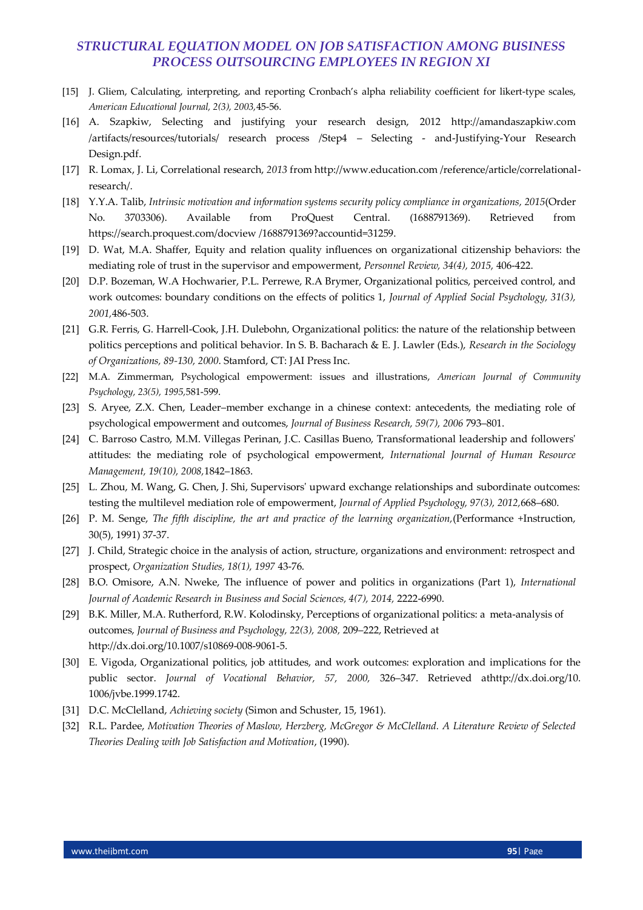[15] J. Gliem, Calculating, interpreting, and reporting Cronbach's alpha reliability coefficient for likert-type scales, *American Educational Journal, 2(3), 2003,*45-56.

[16] A. Szapkiw, Selecting and justifying your research design, 2012 http://amandaszapkiw.com /artifacts/resources/tutorials/ research process /Step4 – Selecting - and-Justifying-Your Research Design.pdf.

[17] R. Lomax, J. Li, Correlational research, *2013* from http://www.education.com /reference/article/correlational-research/.

[18] Y.Y.A. Talib, *Intrinsic motivation and information systems security policy compliance in organizations, 2015*(Order No. 3703306). Available from ProQuest Central. (1688791369). Retrieved from https://search.proquest.com/docview /1688791369?accountid=31259.

[19] D. Wat, M.A. Shaffer, Equity and relation quality influences on organizational citizenship behaviors: the mediating role of trust in the supervisor and empowerment, *Personnel Review, 34(4), 2015,* 406-422.

[20] D.P. Bozeman, W.A Hochwarier, P.L. Perrewe, R.A Brymer, Organizational politics, perceived control, and work outcomes: boundary conditions on the effects of politics 1, *Journal of Applied Social Psychology, 31(3), 2001,*486-503.

[21] G.R. Ferris, G. Harrell-Cook, J.H. Dulebohn, Organizational politics: the nature of the relationship between politics perceptions and political behavior. In S. B. Bacharach & E. J. Lawler (Eds.), *Research in the Sociology of Organizations, 89-130, 2000*. Stamford, CT: JAI Press Inc.

[22] M.A. Zimmerman, Psychological empowerment: issues and illustrations, *American Journal of Community Psychology, 23(5), 1995,*581-599.

[23] S. Aryee, Z.X. Chen, Leader–member exchange in a chinese context: antecedents, the mediating role of psychological empowerment and outcomes, *Journal of Business Research, 59(7), 2006* 793–801.

[24] C. Barroso Castro, M.M. Villegas Perinan, J.C. Casillas Bueno, Transformational leadership and followers' attitudes: the mediating role of psychological empowerment, *International Journal of Human Resource Management, 19(10), 2008,*1842–1863.

[25] L. Zhou, M. Wang, G. Chen, J. Shi, Supervisors' upward exchange relationships and subordinate outcomes: testing the multilevel mediation role of empowerment, *Journal of Applied Psychology, 97(3), 2012,*668–680.

[26] P. M. Senge, *The fifth discipline, the art and practice of the learning organization,*(Performance +Instruction, 30(5), 1991) 37-37.

[27] J. Child, Strategic choice in the analysis of action, structure, organizations and environment: retrospect and prospect, *Organization Studies, 18(1), 1997* 43-76.

[28] B.O. Omisore, A.N. Nweke, The influence of power and politics in organizations (Part 1), *International Journal of Academic Research in Business and Social Sciences, 4(7), 2014,* 2222-6990.

[29] B.K. Miller, M.A. Rutherford, R.W. Kolodinsky, Perceptions of organizational politics: a meta-analysis of outcomes, *Journal of Business and Psychology, 22(3), 2008,* 209–222, Retrieved at http://dx.doi.org/10.1007/s10869-008-9061-5.

[30] E. Vigoda, Organizational politics, job attitudes, and work outcomes: exploration and implications for the public sector. *Journal of Vocational Behavior, 57, 2000,* 326–347. Retrieved athttp://dx.doi.org/10. 1006/jvbe.1999.1742.

[31] D.C. McClelland, *Achieving society* (Simon and Schuster, 15, 1961).

[32] R.L. Pardee, *Motivation Theories of Maslow, Herzberg, McGregor & McClelland. A Literature Review of Selected Theories Dealing with Job Satisfaction and Motivation*, (1990).